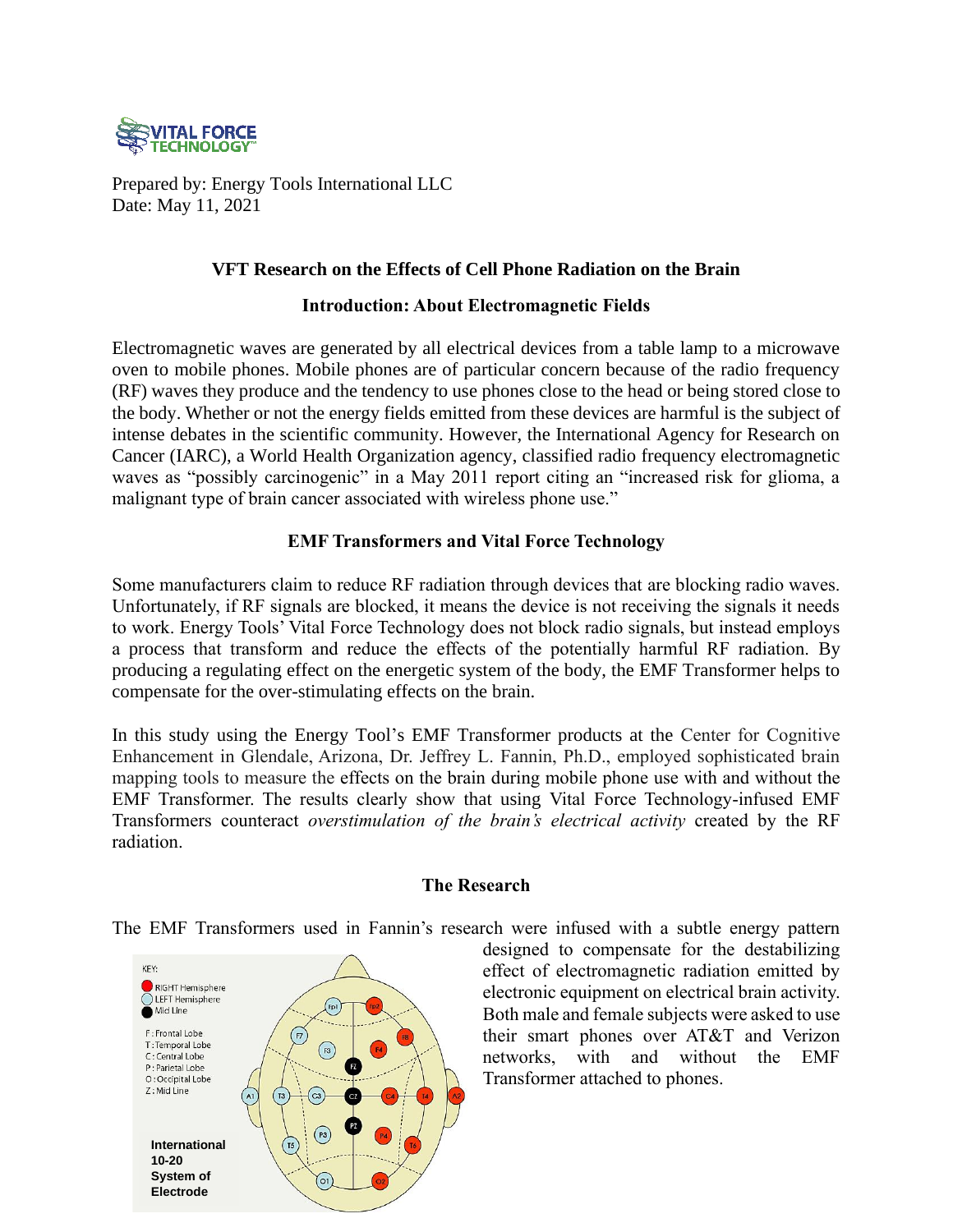VITAL FORCE TECHNOLOGY™

Prepared by: Energy Tools International LLC
Date: May 11, 2021

## VFT Research on the Effects of Cell Phone Radiation on the Brain

### Introduction: About Electromagnetic Fields

Electromagnetic waves are generated by all electrical devices from a table lamp to a microwave oven to mobile phones. Mobile phones are of particular concern because of the radio frequency (RF) waves they produce and the tendency to use phones close to the head or being stored close to the body. Whether or not the energy fields emitted from these devices are harmful is the subject of intense debates in the scientific community. However, the International Agency for Research on Cancer (IARC), a World Health Organization agency, classified radio frequency electromagnetic waves as "possibly carcinogenic" in a May 2011 report citing an "increased risk for glioma, a malignant type of brain cancer associated with wireless phone use."

### EMF Transformers and Vital Force Technology

Some manufacturers claim to reduce RF radiation through devices that are blocking radio waves. Unfortunately, if RF signals are blocked, it means the device is not receiving the signals it needs to work. Energy Tools' Vital Force Technology does not block radio signals, but instead employs a process that transform and reduce the effects of the potentially harmful RF radiation. By producing a regulating effect on the energetic system of the body, the EMF Transformer helps to compensate for the over-stimulating effects on the brain.

In this study using the Energy Tool's EMF Transformer products at the Center for Cognitive Enhancement in Glendale, Arizona, Dr. Jeffrey L. Fannin, Ph.D., employed sophisticated brain mapping tools to measure the effects on the brain during mobile phone use with and without the EMF Transformer. The results clearly show that using Vital Force Technology-infused EMF Transformers counteract *overstimulation of the brain's electrical activity* created by the RF radiation.

### The Research

The EMF Transformers used in Fannin's research were infused with a subtle energy pattern designed to compensate for the destabilizing effect of electromagnetic radiation emitted by electronic equipment on electrical brain activity. Both male and female subjects were asked to use their smart phones over AT&T and Verizon networks, with and without the EMF Transformer attached to phones.

KEY:
- RIGHT Hemisphere
- LEFT Hemisphere
- Mid Line

F: Frontal Lobe
T: Temporal Lobe
C: Central Lobe
P: Parietal Lobe
O: Occipital Lobe
Z: Mid Line

Fp1, Fp2, F7, F8, F3, F4, FZ, A1, T3, C3, CZ, C4, T4, A2, PZ, P3, P4, T5, T6, O1, O2

**International 10-20 System of Electrode**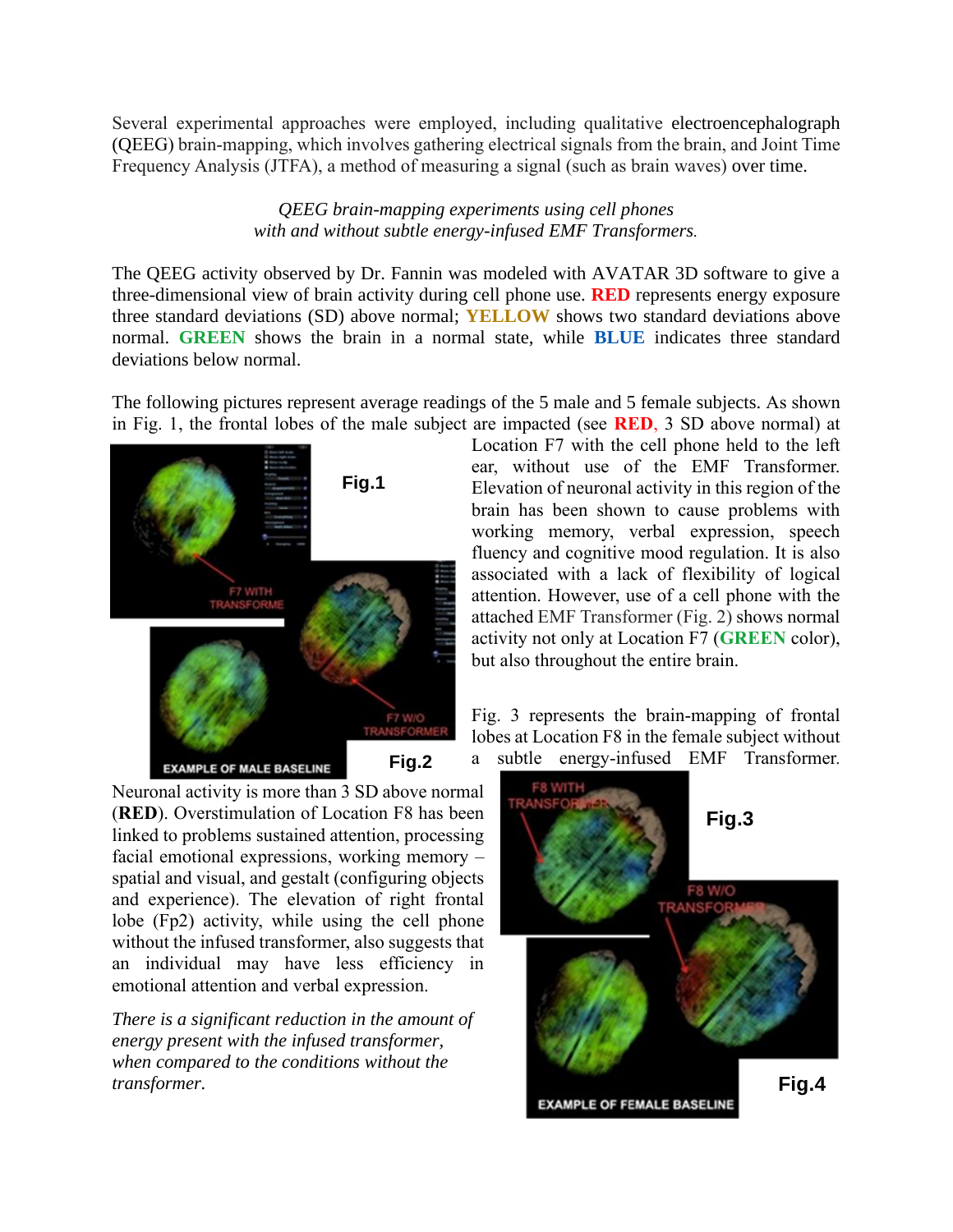Several experimentional approaches were employed, including qualitative electroencephalograph (QEEG) brain-mapping, which involves gathering electrical signals from the brain, and Joint Time Frequency Analysis (JTFA), a method of measuring a signal (such as brain waves) over time.

*QEEG brain-mapping experiments using cell phones with and without subtle energy-infused EMF Transformers.*

The QEEG activity observed by Dr. Fannin was modeled with AVATAR 3D software to give a three-dimensional view of brain activity during cell phone use. **RED** represents energy exposure three standard deviations (SD) above normal; **YELLOW** shows two standard deviations above normal. **GREEN** shows the brain in a normal state, while **BLUE** indicates three standard deviations below normal.

The following pictures represent average readings of the 5 male and 5 female subjects. As shown in Fig. 1, the frontal lobes of the male subject are impacted (see **RED**, 3 SD above normal) at Location F7 with the cell phone held to the left ear, without use of the EMF Transformer. Elevation of neuronal activity in this region of the brain has been shown to cause problems with working memory, verbal expression, speech fluency and cognitive mood regulation. It is also associated with a lack of flexibility of logical attention. However, use of a cell phone with the attached EMF Transformer (Fig. 2) shows normal activity not only at Location F7 (**GREEN** color), but also throughout the entire brain.

Fig.1

Fig.2

Fig. 3 represents the brain-mapping of frontal lobes at Location F8 in the female subject without a subtle energy-infused EMF Transformer. Neuronal activity is more than 3 SD above normal (**RED**). Overstimulation of Location F8 has been linked to problems sustained attention, processing facial emotional expressions, working memory – spatial and visual, and gestalt (configuring objects and experience). The elevation of right frontal lobe (Fp2) activity, while using the cell phone without the infused transformer, also suggests that an individual may have less efficiency in emotional attention and verbal expression.

*There is a significant reduction in the amount of energy present with the infused transformer, when compared to the conditions without the transformer.*

Fig.3

Fig.4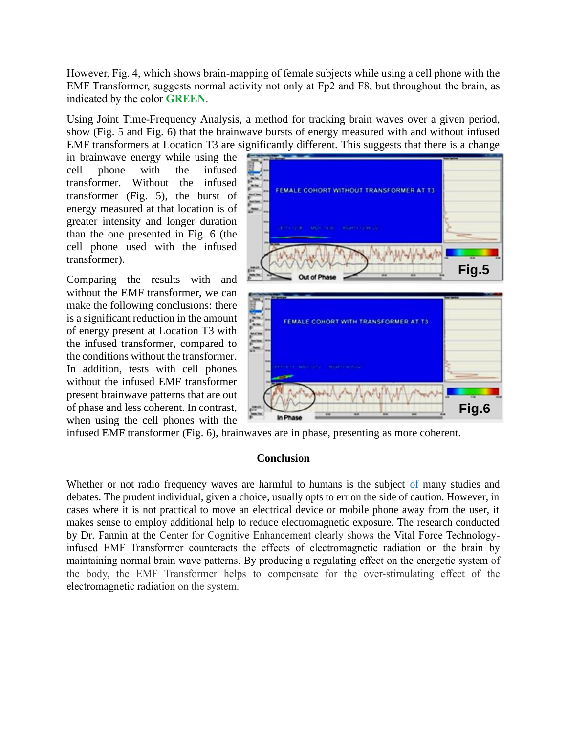However, Fig. 4, which shows brain-mapping of female subjects while using a cell phone with the EMF Transformer, suggests normal activity not only at Fp2 and F8, but throughout the brain, as indicated by the color **GREEN**.

Using Joint Time-Frequency Analysis, a method for tracking brain waves over a given period, show (Fig. 5 and Fig. 6) that the brainwave bursts of energy measured with and without infused EMF transformers at Location T3 are significantly different. This suggests that there is a change in brainwave energy while using the cell phone with the infused transformer. Without the infused transformer (Fig. 5), the burst of energy measured at that location is of greater intensity and longer duration than the one presented in Fig. 6 (the cell phone used with the infused transformer).

FEMALE COHORT WITHOUT TRANSFORMER AT T3

Out of Phase

**Fig.5**

FEMALE COHORT WITH TRANSFORMER AT T3

In Phase

**Fig.6**

Comparing the results with and without the EMF transformer, we can make the following conclusions: there is a significant reduction in the amount of energy present at Location T3 with the infused transformer, compared to the conditions without the transformer. In addition, tests with cell phones without the infused EMF transformer present brainwave patterns that are out of phase and less coherent. In contrast, when using the cell phones with the infused EMF transformer (Fig. 6), brainwaves are in phase, presenting as more coherent.

**Conclusion**

Whether or not radio frequency waves are harmful to humans is the subject of many studies and debates. The prudent individual, given a choice, usually opts to err on the side of caution. However, in cases where it is not practical to move an electrical device or mobile phone away from the user, it makes sense to employ additional help to reduce electromagnetic exposure. The research conducted by Dr. Fannin at the Center for Cognitive Enhancement clearly shows the Vital Force Technology-infused EMF Transformer counteracts the effects of electromagnetic radiation on the brain by maintaining normal brain wave patterns. By producing a regulating effect on the energetic system of the body, the EMF Transformer helps to compensate for the over-stimulating effect of the electromagnetic radiation on the system.